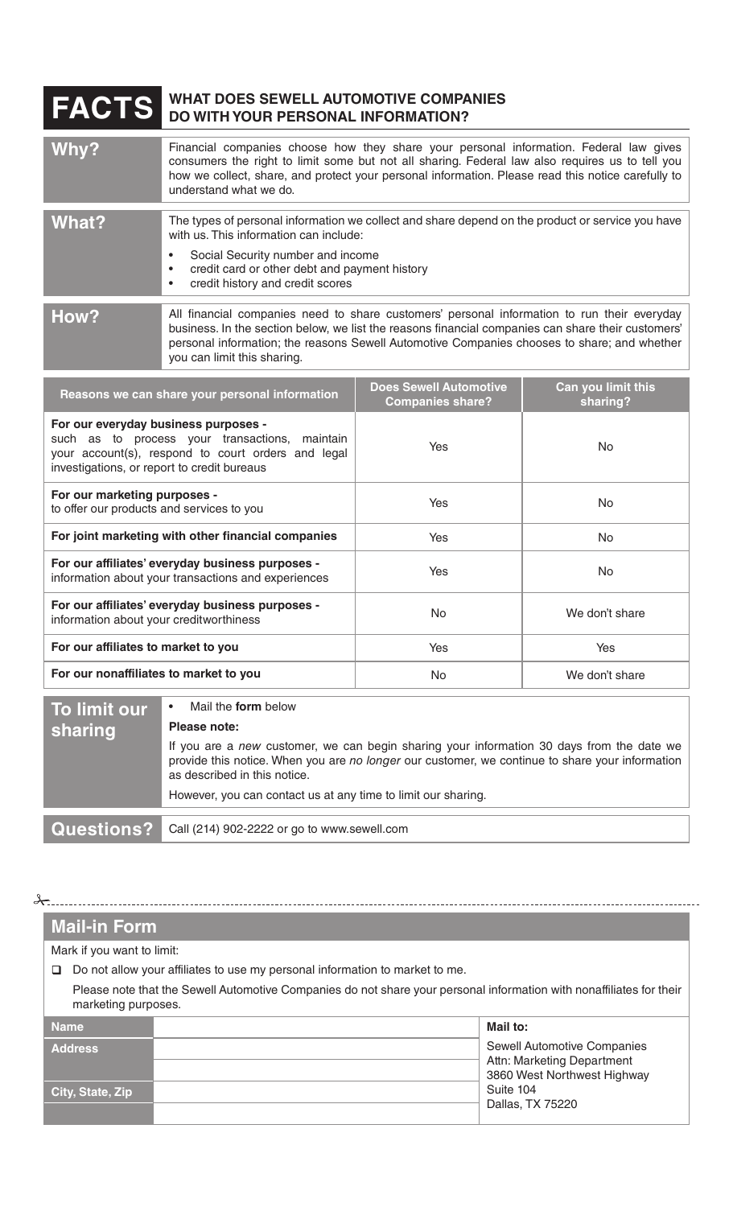# FACTS — WHAT DOES SEWELL AUTOMOTIVE COMPANIES DO WITH YOUR PERSONAL INFORMATION?

| | |
|---|---|
| **Why?** | Financial companies choose how they share your personal information. Federal law gives consumers the right to limit some but not all sharing. Federal law also requires us to tell you how we collect, share, and protect your personal information. Please read this notice carefully to understand what we do. |
| **What?** | The types of personal information we collect and share depend on the product or service you have with us. This information can include:<br>• Social Security number and income<br>• credit card or other debt and payment history<br>• credit history and credit scores |
| **How?** | All financial companies need to share customers' personal information to run their everyday business. In the section below, we list the reasons financial companies can share their customers' personal information; the reasons Sewell Automotive Companies chooses to share; and whether you can limit this sharing. |

| Reasons we can share your personal information | Does Sewell Automotive Companies share? | Can you limit this sharing? |
|---|---|---|
| **For our everyday business purposes -** such as to process your transactions, maintain your account(s), respond to court orders and legal investigations, or report to credit bureaus | Yes | No |
| **For our marketing purposes -** to offer our products and services to you | Yes | No |
| **For joint marketing with other financial companies** | Yes | No |
| **For our affiliates' everyday business purposes -** information about your transactions and experiences | Yes | No |
| **For our affiliates' everyday business purposes -** information about your creditworthiness | No | We don't share |
| **For our affiliates to market to you** | Yes | Yes |
| **For our nonaffiliates to market to you** | No | We don't share |

| | |
|---|---|
| **To limit our sharing** | • Mail the **form** below<br>**Please note:**<br>If you are a *new* customer, we can begin sharing your information 30 days from the date we provide this notice. When you are *no longer* our customer, we continue to share your information as described in this notice.<br>However, you can contact us at any time to limit our sharing. |
| **Questions?** | Call (214) 902-2222 or go to www.sewell.com |

## Mail-in Form

Mark if you want to limit:

☐ Do not allow your affiliates to use my personal information to market to me.

Please note that the Sewell Automotive Companies do not share your personal information with nonaffiliates for their marketing purposes.

| | | **Mail to:** |
|---|---|---|
| **Name** | | Sewell Automotive Companies<br>Attn: Marketing Department<br>3860 West Northwest Highway<br>Suite 104<br>Dallas, TX 75220 |
| **Address** | | |
| | | |
| **City, State, Zip** | | |
| | | |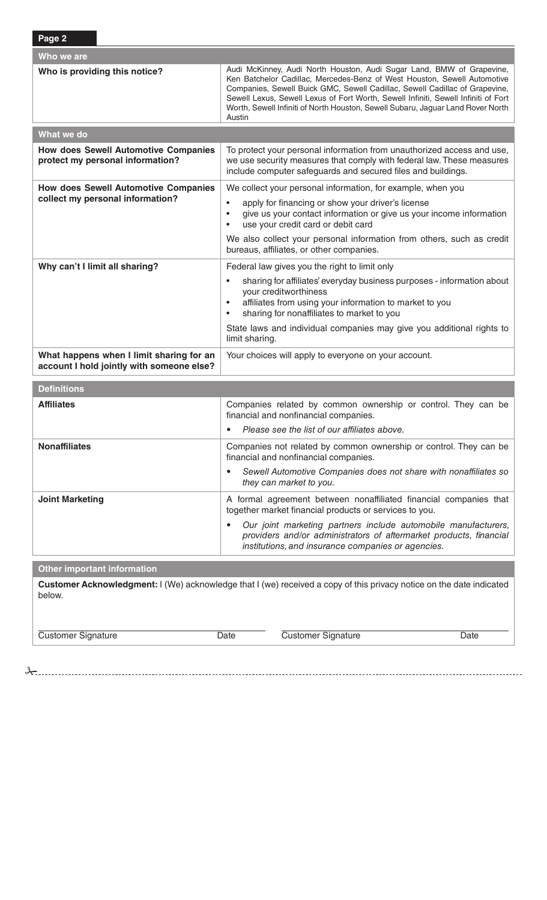## Who we are

| | |
|---|---|
| **Who is providing this notice?** | Audi McKinney, Audi North Houston, Audi Sugar Land, BMW of Grapevine, Ken Batchelor Cadillac, Mercedes-Benz of West Houston, Sewell Automotive Companies, Sewell Buick GMC, Sewell Cadillac, Sewell Cadillac of Grapevine, Sewell Lexus, Sewell Lexus of Fort Worth, Sewell Infiniti, Sewell Infiniti of Fort Worth, Sewell Infiniti of North Houston, Sewell Subaru, Jaguar Land Rover North Austin |

## What we do

| | |
|---|---|
| **How does Sewell Automotive Companies protect my personal information?** | To protect your personal information from unauthorized access and use, we use security measures that comply with federal law. These measures include computer safeguards and secured files and buildings. |
| **How does Sewell Automotive Companies collect my personal information?** | We collect your personal information, for example, when you<br>• apply for financing or show your driver's license<br>• give us your contact information or give us your income information<br>• use your credit card or debit card<br><br>We also collect your personal information from others, such as credit bureaus, affiliates, or other companies. |
| **Why can't I limit all sharing?** | Federal law gives you the right to limit only<br>• sharing for affiliates' everyday business purposes - information about your creditworthiness<br>• affiliates from using your information to market to you<br>• sharing for nonaffiliates to market to you<br><br>State laws and individual companies may give you additional rights to limit sharing. |
| **What happens when I limit sharing for an account I hold jointly with someone else?** | Your choices will apply to everyone on your account. |

## Definitions

| | |
|---|---|
| **Affiliates** | Companies related by common ownership or control. They can be financial and nonfinancial companies.<br>• *Please see the list of our affiliates above.* |
| **Nonaffiliates** | Companies not related by common ownership or control. They can be financial and nonfinancial companies.<br>• *Sewell Automotive Companies does not share with nonaffiliates so they can market to you.* |
| **Joint Marketing** | A formal agreement between nonaffiliated financial companies that together market financial products or services to you.<br>• *Our joint marketing partners include automobile manufacturers, providers and/or administrators of aftermarket products, financial institutions, and insurance companies or agencies.* |

## Other important information

**Customer Acknowledgment:** I (We) acknowledge that I (we) received a copy of this privacy notice on the date indicated below.

| | | | |
|---|---|---|---|
| Customer Signature | Date | Customer Signature | Date |